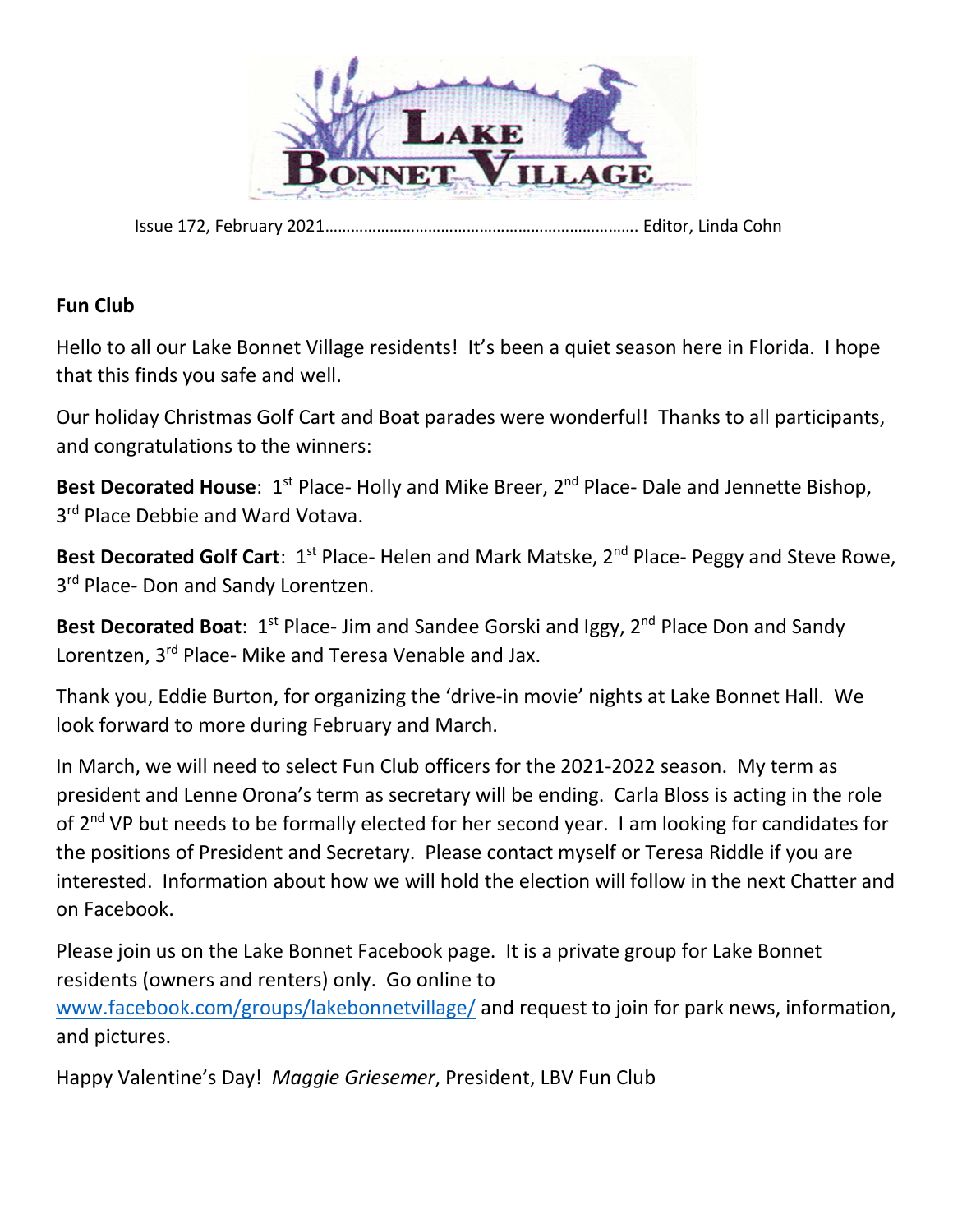# Lake Bonnet Village

Issue 172, February 2021……………………………………………………………. Editor, Linda Cohn

**Fun Club**

Hello to all our Lake Bonnet Village residents! It's been a quiet season here in Florida. I hope that this finds you safe and well.

Our holiday Christmas Golf Cart and Boat parades were wonderful! Thanks to all participants, and congratulations to the winners:

**Best Decorated House**: 1st Place- Holly and Mike Breer, 2nd Place- Dale and Jennette Bishop, 3rd Place Debbie and Ward Votava.

**Best Decorated Golf Cart**: 1st Place- Helen and Mark Matske, 2nd Place- Peggy and Steve Rowe, 3rd Place- Don and Sandy Lorentzen.

**Best Decorated Boat**: 1st Place- Jim and Sandee Gorski and Iggy, 2nd Place Don and Sandy Lorentzen, 3rd Place- Mike and Teresa Venable and Jax.

Thank you, Eddie Burton, for organizing the 'drive-in movie' nights at Lake Bonnet Hall. We look forward to more during February and March.

In March, we will need to select Fun Club officers for the 2021-2022 season. My term as president and Lenne Orona's term as secretary will be ending. Carla Bloss is acting in the role of 2nd VP but needs to be formally elected for her second year. I am looking for candidates for the positions of President and Secretary. Please contact myself or Teresa Riddle if you are interested. Information about how we will hold the election will follow in the next Chatter and on Facebook.

Please join us on the Lake Bonnet Facebook page. It is a private group for Lake Bonnet residents (owners and renters) only. Go online to www.facebook.com/groups/lakebonnetvillage/ and request to join for park news, information, and pictures.

Happy Valentine's Day! *Maggie Griesemer*, President, LBV Fun Club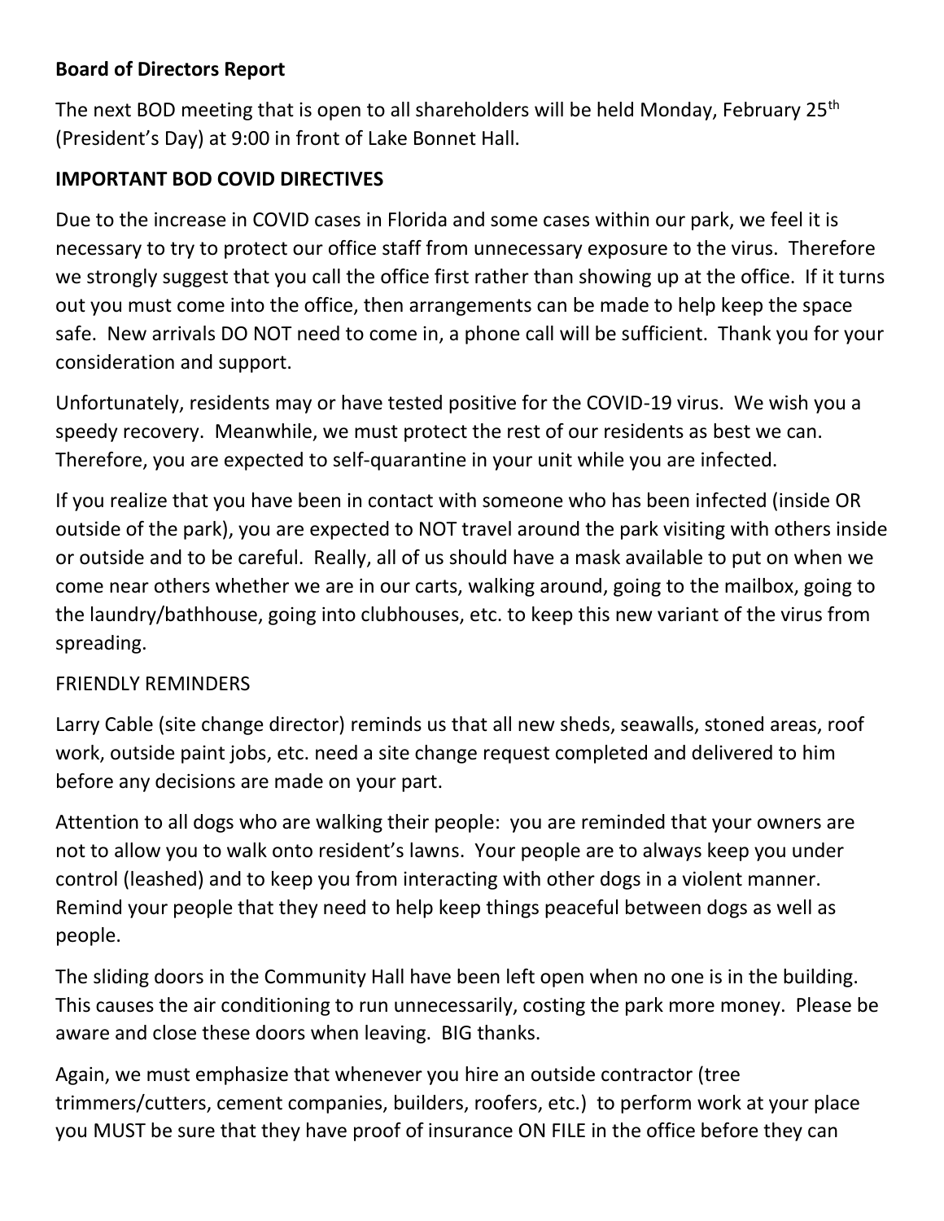**Board of Directors Report**

The next BOD meeting that is open to all shareholders will be held Monday, February 25th (President's Day) at 9:00 in front of Lake Bonnet Hall.

**IMPORTANT BOD COVID DIRECTIVES**

Due to the increase in COVID cases in Florida and some cases within our park, we feel it is necessary to try to protect our office staff from unnecessary exposure to the virus. Therefore we strongly suggest that you call the office first rather than showing up at the office. If it turns out you must come into the office, then arrangements can be made to help keep the space safe. New arrivals DO NOT need to come in, a phone call will be sufficient. Thank you for your consideration and support.

Unfortunately, residents may or have tested positive for the COVID-19 virus. We wish you a speedy recovery. Meanwhile, we must protect the rest of our residents as best we can. Therefore, you are expected to self-quarantine in your unit while you are infected.

If you realize that you have been in contact with someone who has been infected (inside OR outside of the park), you are expected to NOT travel around the park visiting with others inside or outside and to be careful. Really, all of us should have a mask available to put on when we come near others whether we are in our carts, walking around, going to the mailbox, going to the laundry/bathhouse, going into clubhouses, etc. to keep this new variant of the virus from spreading.

FRIENDLY REMINDERS

Larry Cable (site change director) reminds us that all new sheds, seawalls, stoned areas, roof work, outside paint jobs, etc. need a site change request completed and delivered to him before any decisions are made on your part.

Attention to all dogs who are walking their people: you are reminded that your owners are not to allow you to walk onto resident's lawns. Your people are to always keep you under control (leashed) and to keep you from interacting with other dogs in a violent manner. Remind your people that they need to help keep things peaceful between dogs as well as people.

The sliding doors in the Community Hall have been left open when no one is in the building. This causes the air conditioning to run unnecessarily, costing the park more money. Please be aware and close these doors when leaving. BIG thanks.

Again, we must emphasize that whenever you hire an outside contractor (tree trimmers/cutters, cement companies, builders, roofers, etc.) to perform work at your place you MUST be sure that they have proof of insurance ON FILE in the office before they can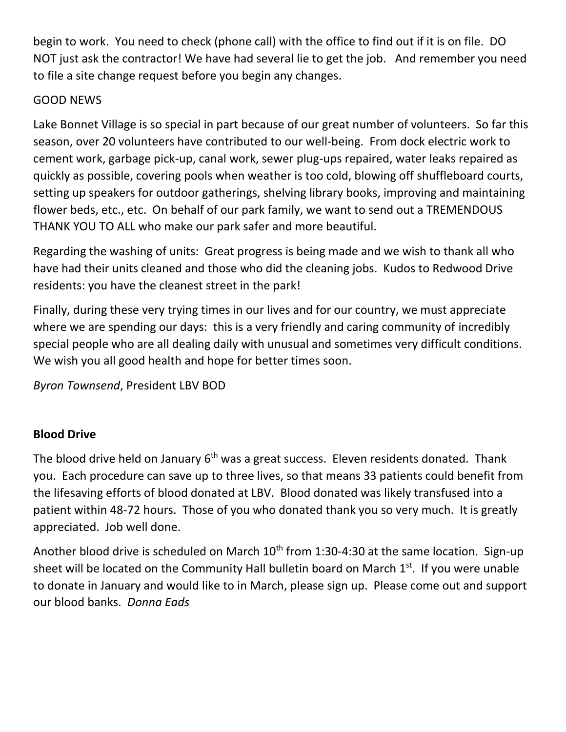begin to work. You need to check (phone call) with the office to find out if it is on file. DO NOT just ask the contractor! We have had several lie to get the job. And remember you need to file a site change request before you begin any changes.

GOOD NEWS

Lake Bonnet Village is so special in part because of our great number of volunteers. So far this season, over 20 volunteers have contributed to our well-being. From dock electric work to cement work, garbage pick-up, canal work, sewer plug-ups repaired, water leaks repaired as quickly as possible, covering pools when weather is too cold, blowing off shuffleboard courts, setting up speakers for outdoor gatherings, shelving library books, improving and maintaining flower beds, etc., etc. On behalf of our park family, we want to send out a TREMENDOUS THANK YOU TO ALL who make our park safer and more beautiful.

Regarding the washing of units: Great progress is being made and we wish to thank all who have had their units cleaned and those who did the cleaning jobs. Kudos to Redwood Drive residents: you have the cleanest street in the park!

Finally, during these very trying times in our lives and for our country, we must appreciate where we are spending our days: this is a very friendly and caring community of incredibly special people who are all dealing daily with unusual and sometimes very difficult conditions. We wish you all good health and hope for better times soon.

*Byron Townsend*, President LBV BOD

**Blood Drive**

The blood drive held on January 6th was a great success. Eleven residents donated. Thank you. Each procedure can save up to three lives, so that means 33 patients could benefit from the lifesaving efforts of blood donated at LBV. Blood donated was likely transfused into a patient within 48-72 hours. Those of you who donated thank you so very much. It is greatly appreciated. Job well done.

Another blood drive is scheduled on March 10th from 1:30-4:30 at the same location. Sign-up sheet will be located on the Community Hall bulletin board on March 1st. If you were unable to donate in January and would like to in March, please sign up. Please come out and support our blood banks. *Donna Eads*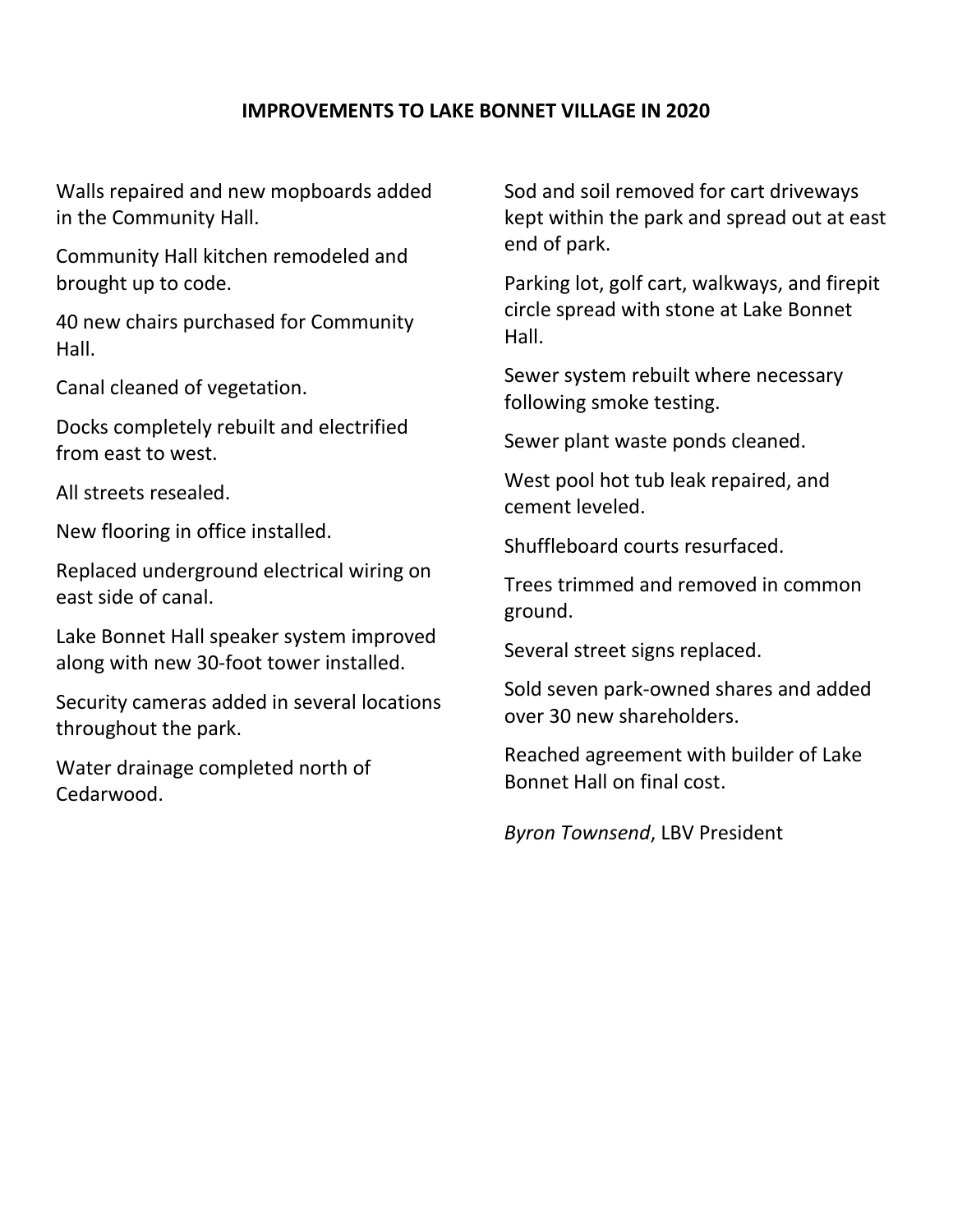**IMPROVEMENTS TO LAKE BONNET VILLAGE IN 2020**

Walls repaired and new mopboards added in the Community Hall.

Community Hall kitchen remodeled and brought up to code.

40 new chairs purchased for Community Hall.

Canal cleaned of vegetation.

Docks completely rebuilt and electrified from east to west.

All streets resealed.

New flooring in office installed.

Replaced underground electrical wiring on east side of canal.

Lake Bonnet Hall speaker system improved along with new 30-foot tower installed.

Security cameras added in several locations throughout the park.

Water drainage completed north of Cedarwood.

Sod and soil removed for cart driveways kept within the park and spread out at east end of park.

Parking lot, golf cart, walkways, and firepit circle spread with stone at Lake Bonnet Hall.

Sewer system rebuilt where necessary following smoke testing.

Sewer plant waste ponds cleaned.

West pool hot tub leak repaired, and cement leveled.

Shuffleboard courts resurfaced.

Trees trimmed and removed in common ground.

Several street signs replaced.

Sold seven park-owned shares and added over 30 new shareholders.

Reached agreement with builder of Lake Bonnet Hall on final cost.

*Byron Townsend*, LBV President